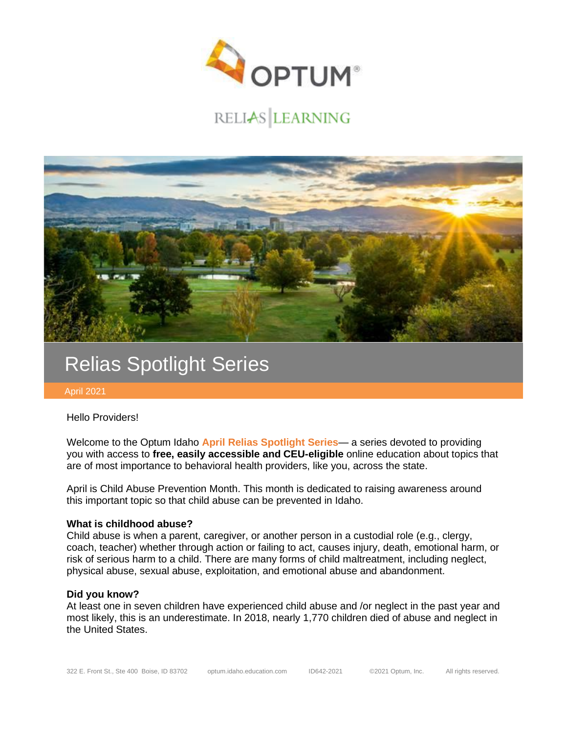# Relias Spotlight Series

April 2021

Hello Providers!

Welcome to the Optum Idaho **April Relias Spotlight Series**— a series devoted to providing you with access to **free, easily accessible and CEU-eligible** online education about topics that are of most importance to behavioral health providers, like you, across the state.

April is Child Abuse Prevention Month. This month is dedicated to raising awareness around this important topic so that child abuse can be prevented in Idaho.

**What is childhood abuse?**
Child abuse is when a parent, caregiver, or another person in a custodial role (e.g., clergy, coach, teacher) whether through action or failing to act, causes injury, death, emotional harm, or risk of serious harm to a child. There are many forms of child maltreatment, including neglect, physical abuse, sexual abuse, exploitation, and emotional abuse and abandonment.

**Did you know?**
At least one in seven children have experienced child abuse and /or neglect in the past year and most likely, this is an underestimate. In 2018, nearly 1,770 children died of abuse and neglect in the United States.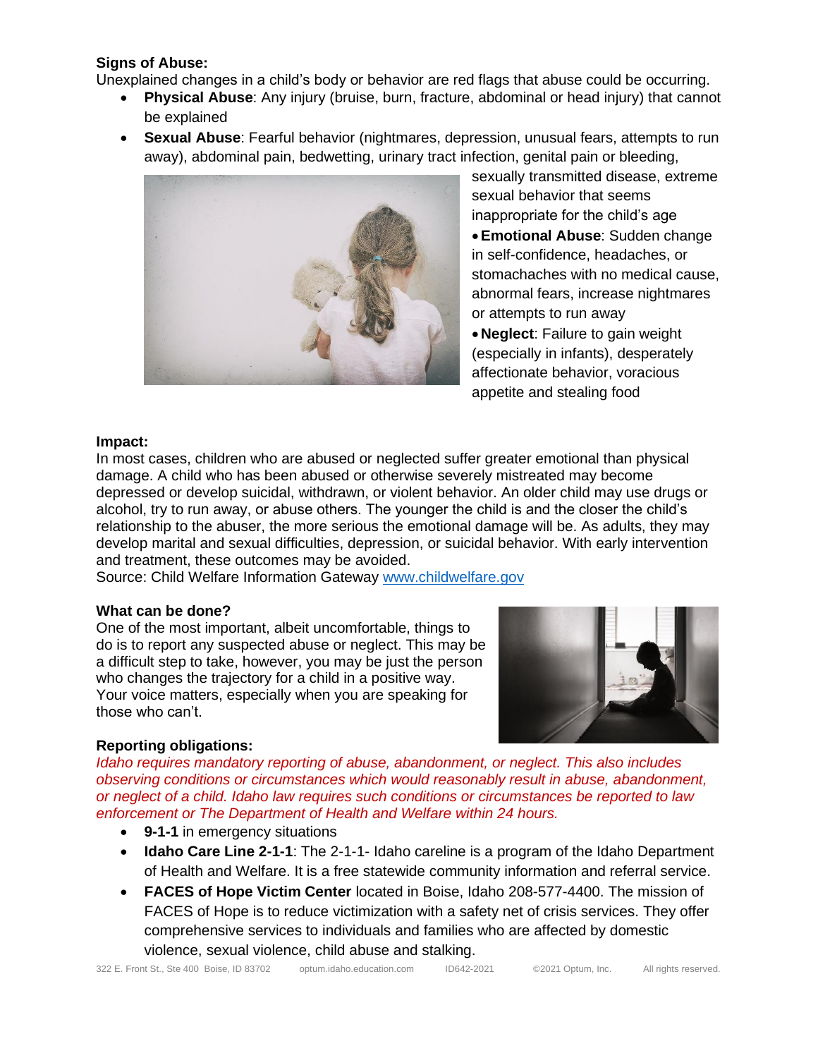**Signs of Abuse:**

Unexplained changes in a child's body or behavior are red flags that abuse could be occurring.

- **Physical Abuse**: Any injury (bruise, burn, fracture, abdominal or head injury) that cannot be explained
- **Sexual Abuse**: Fearful behavior (nightmares, depression, unusual fears, attempts to run away), abdominal pain, bedwetting, urinary tract infection, genital pain or bleeding, sexually transmitted disease, extreme sexual behavior that seems inappropriate for the child's age
- **Emotional Abuse**: Sudden change in self-confidence, headaches, or stomachaches with no medical cause, abnormal fears, increase nightmares or attempts to run away
- **Neglect**: Failure to gain weight (especially in infants), desperately affectionate behavior, voracious appetite and stealing food

**Impact:**

In most cases, children who are abused or neglected suffer greater emotional than physical damage. A child who has been abused or otherwise severely mistreated may become depressed or develop suicidal, withdrawn, or violent behavior. An older child may use drugs or alcohol, try to run away, or abuse others. The younger the child is and the closer the child's relationship to the abuser, the more serious the emotional damage will be. As adults, they may develop marital and sexual difficulties, depression, or suicidal behavior. With early intervention and treatment, these outcomes may be avoided.

Source: Child Welfare Information Gateway www.childwelfare.gov

**What can be done?**

One of the most important, albeit uncomfortable, things to do is to report any suspected abuse or neglect. This may be a difficult step to take, however, you may be just the person who changes the trajectory for a child in a positive way. Your voice matters, especially when you are speaking for those who can't.

**Reporting obligations:**

*Idaho requires mandatory reporting of abuse, abandonment, or neglect. This also includes observing conditions or circumstances which would reasonably result in abuse, abandonment, or neglect of a child. Idaho law requires such conditions or circumstances be reported to law enforcement or The Department of Health and Welfare within 24 hours.*

- **9-1-1** in emergency situations
- **Idaho Care Line 2-1-1**: The 2-1-1- Idaho careline is a program of the Idaho Department of Health and Welfare. It is a free statewide community information and referral service.
- **FACES of Hope Victim Center** located in Boise, Idaho 208-577-4400. The mission of FACES of Hope is to reduce victimization with a safety net of crisis services. They offer comprehensive services to individuals and families who are affected by domestic violence, sexual violence, child abuse and stalking.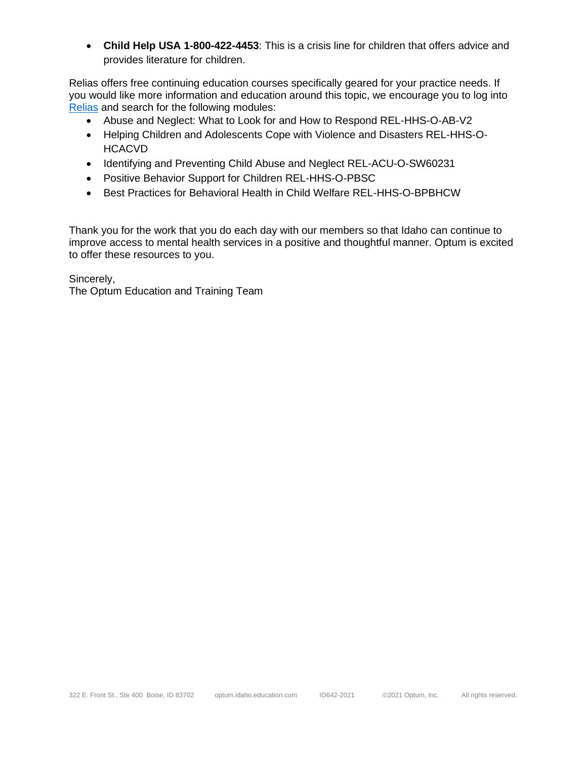- **Child Help USA 1-800-422-4453**: This is a crisis line for children that offers advice and provides literature for children.

Relias offers free continuing education courses specifically geared for your practice needs. If you would like more information and education around this topic, we encourage you to log into Relias and search for the following modules:

- Abuse and Neglect: What to Look for and How to Respond REL-HHS-O-AB-V2
- Helping Children and Adolescents Cope with Violence and Disasters REL-HHS-O-HCACVD
- Identifying and Preventing Child Abuse and Neglect REL-ACU-O-SW60231
- Positive Behavior Support for Children REL-HHS-O-PBSC
- Best Practices for Behavioral Health in Child Welfare REL-HHS-O-BPBHCW

Thank you for the work that you do each day with our members so that Idaho can continue to improve access to mental health services in a positive and thoughtful manner. Optum is excited to offer these resources to you.

Sincerely,
The Optum Education and Training Team

322 E. Front St., Ste 400 Boise, ID 83702 optum.idaho.education.com ID642-2021 ©2021 Optum, Inc. All rights reserved.